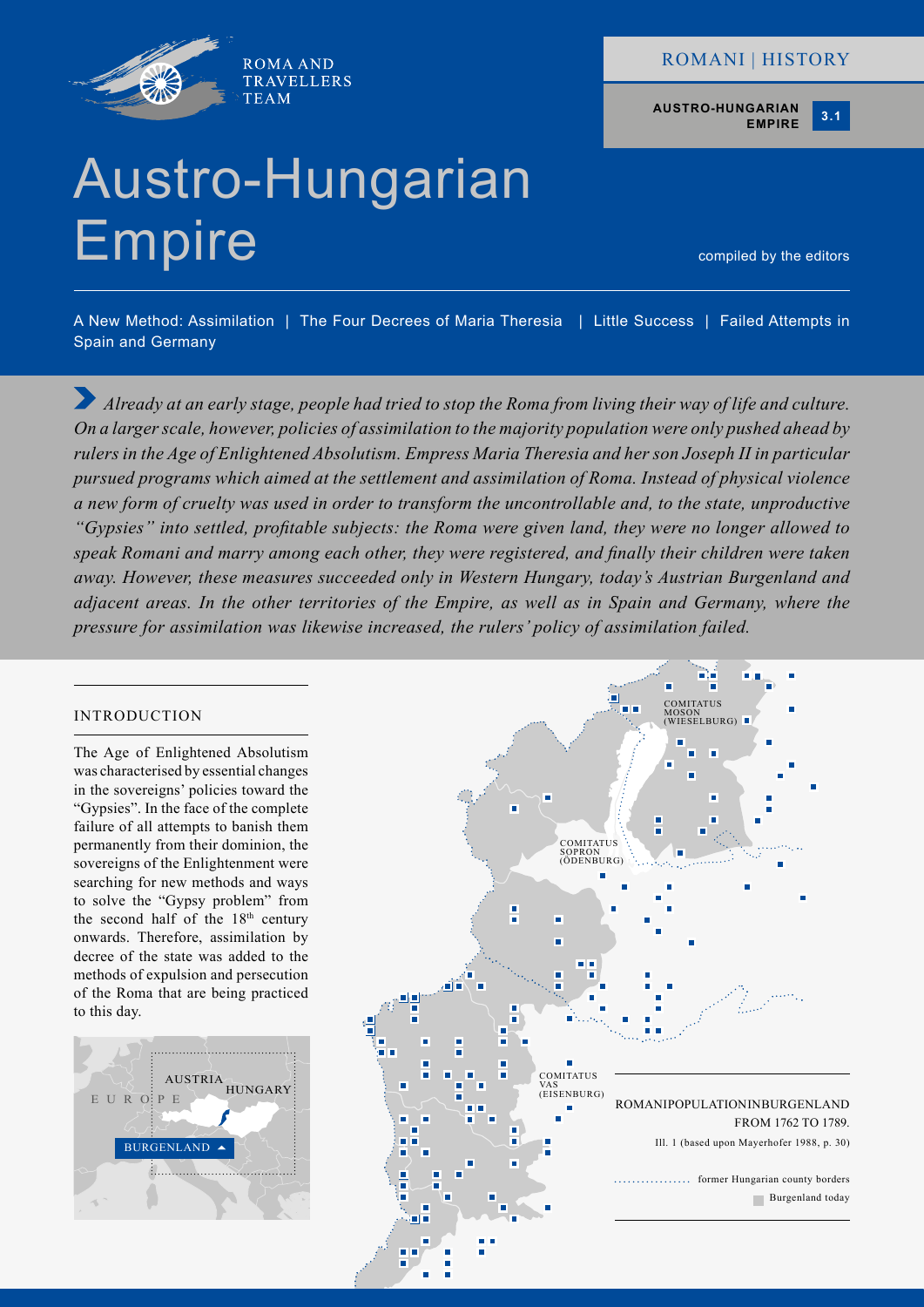ROMA AND TRAVELLERS TEAM

ROMANI | HISTORY

AUSTRO-HUNGARIAN EMPIRE 3.1

# Austro-Hungarian Empire

compiled by the editors

A New Method: Assimilation | The Four Decrees of Maria Theresia | Little Success | Failed Attempts in Spain and Germany

*Already at an early stage, people had tried to stop the Roma from living their way of life and culture. On a larger scale, however, policies of assimilation to the majority population were only pushed ahead by rulers in the Age of Enlightened Absolutism. Empress Maria Theresia and her son Joseph II in particular pursued programs which aimed at the settlement and assimilation of Roma. Instead of physical violence a new form of cruelty was used in order to transform the uncontrollable and, to the state, unproductive "Gypsies" into settled, profitable subjects: the Roma were given land, they were no longer allowed to speak Romani and marry among each other, they were registered, and finally their children were taken away. However, these measures succeeded only in Western Hungary, today's Austrian Burgenland and adjacent areas. In the other territories of the Empire, as well as in Spain and Germany, where the pressure for assimilation was likewise increased, the rulers' policy of assimilation failed.*

## INTRODUCTION

The Age of Enlightened Absolutism was characterised by essential changes in the sovereigns' policies toward the "Gypsies". In the face of the complete failure of all attempts to banish them permanently from their dominion, the sovereigns of the Enlightenment were searching for new methods and ways to solve the "Gypsy problem" from the second half of the 18th century onwards. Therefore, assimilation by decree of the state was added to the methods of expulsion and persecution of the Roma that are being practiced to this day.

EUROPE | AUSTRIA | HUNGARY | BURGENLAND

COMITATUS MOSON (WIESELBURG)

COMITATUS SOPRON (ÖDENBURG)

COMITATUS VAS (EISENBURG)

ROMANI POPULATION IN BURGENLAND FROM 1762 TO 1789.

Ill. 1 (based upon Mayerhofer 1988, p. 30)

former Hungarian county borders

Burgenland today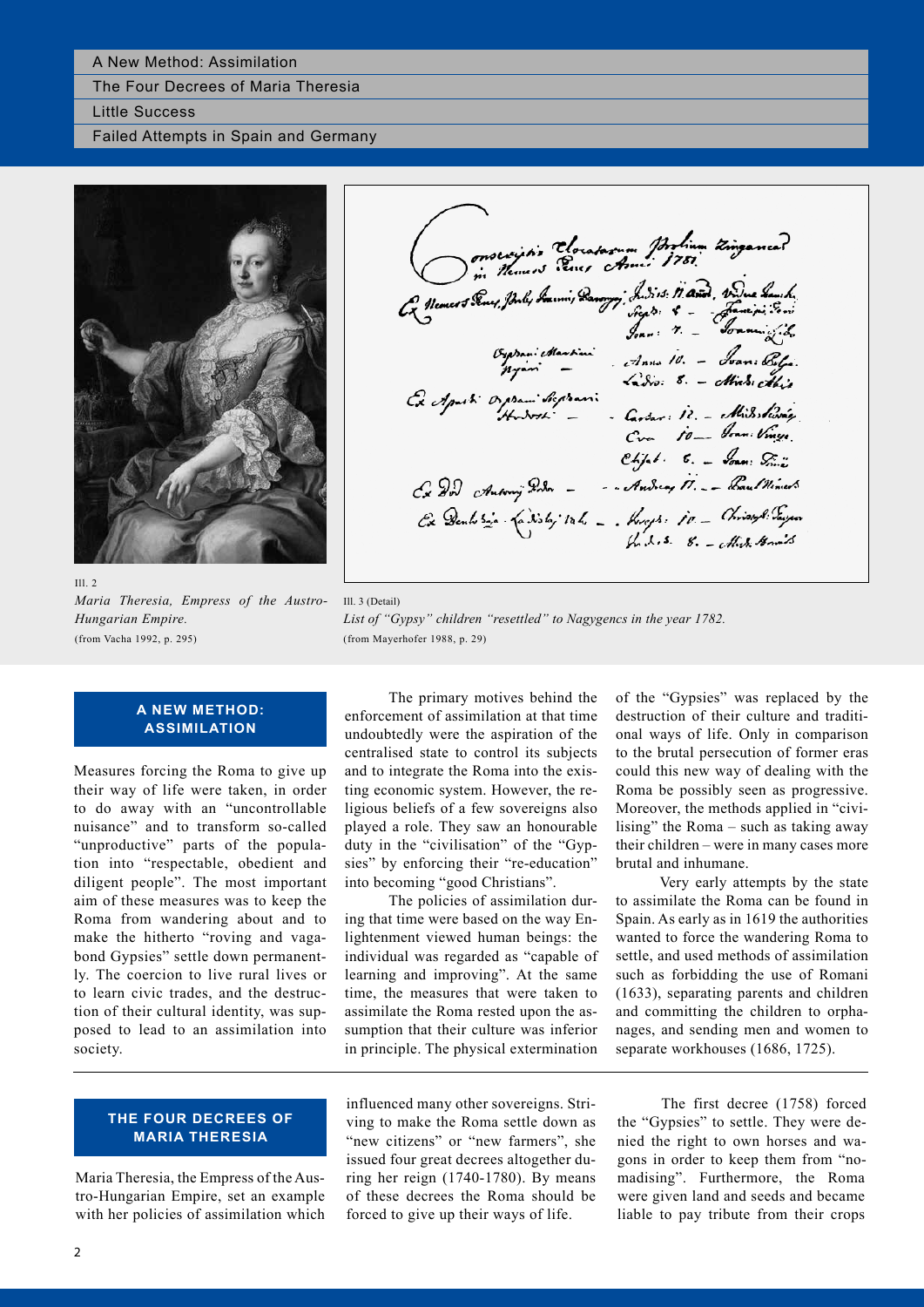A New Method: Assimilation

The Four Decrees of Maria Theresia

Little Success

Failed Attempts in Spain and Germany

Ill. 2
*Maria Theresia, Empress of the Austro-Hungarian Empire.*
(from Vacha 1992, p. 295)

Ill. 3 (Detail)
*List of "Gypsy" children "resettled" to Nagygencs in the year 1782.*
(from Mayerhofer 1988, p. 29)

## A NEW METHOD: ASSIMILATION

Measures forcing the Roma to give up their way of life were taken, in order to do away with an "uncontrollable nuisance" and to transform so-called "unproductive" parts of the population into "respectable, obedient and diligent people". The most important aim of these measures was to keep the Roma from wandering about and to make the hitherto "roving and vagabond Gypsies" settle down permanently. The coercion to live rural lives or to learn civic trades, and the destruction of their cultural identity, was supposed to lead to an assimilation into society.

The primary motives behind the enforcement of assimilation at that time undoubtedly were the aspiration of the centralised state to control its subjects and to integrate the Roma into the existing economic system. However, the religious beliefs of a few sovereigns also played a role. They saw an honourable duty in the "civilisation" of the "Gypsies" by enforcing their "re-education" into becoming "good Christians".

The policies of assimilation during that time were based on the way Enlightenment viewed human beings: the individual was regarded as "capable of learning and improving". At the same time, the measures that were taken to assimilate the Roma rested upon the assumption that their culture was inferior in principle. The physical extermination of the "Gypsies" was replaced by the destruction of their culture and traditional ways of life. Only in comparison to the brutal persecution of former eras could this new way of dealing with the Roma be possibly seen as progressive. Moreover, the methods applied in "civilising" the Roma – such as taking away their children – were in many cases more brutal and inhumane.

Very early attempts by the state to assimilate the Roma can be found in Spain. As early as in 1619 the authorities wanted to force the wandering Roma to settle, and used methods of assimilation such as forbidding the use of Romani (1633), separating parents and children and committing the children to orphanages, and sending men and women to separate workhouses (1686, 1725).

## THE FOUR DECREES OF MARIA THERESIA

Maria Theresia, the Empress of the Austro-Hungarian Empire, set an example with her policies of assimilation which influenced many other sovereigns. Striving to make the Roma settle down as "new citizens" or "new farmers", she issued four great decrees altogether during her reign (1740-1780). By means of these decrees the Roma should be forced to give up their ways of life.

The first decree (1758) forced the "Gypsies" to settle. They were denied the right to own horses and wagons in order to keep them from "nomadising". Furthermore, the Roma were given land and seeds and became liable to pay tribute from their crops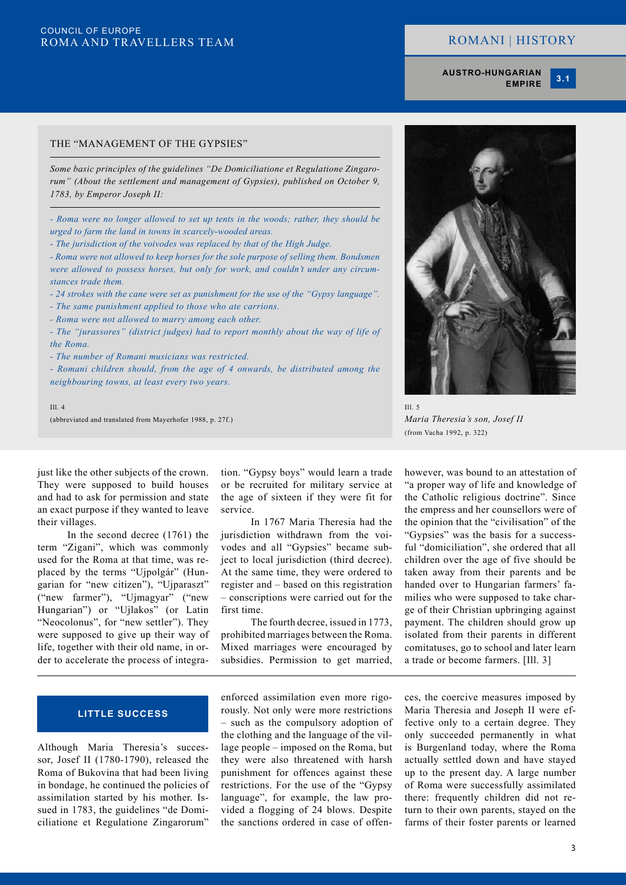## THE "MANAGEMENT OF THE GYPSIES"

*Some basic principles of the guidelines "De Domiciliatione et Regulatione Zingarorum" (About the settlement and management of Gypsies), published on October 9, 1783, by Emperor Joseph II:*

- *Roma were no longer allowed to set up tents in the woods; rather, they should be urged to farm the land in towns in scarcely-wooded areas.*
- *The jurisdiction of the voivodes was replaced by that of the High Judge.*
- *Roma were not allowed to keep horses for the sole purpose of selling them. Bondsmen were allowed to possess horses, but only for work, and couldn't under any circumstances trade them.*
- *24 strokes with the cane were set as punishment for the use of the "Gypsy language".*
- *The same punishment applied to those who ate carrions.*
- *Roma were not allowed to marry among each other.*
- *The "jurassores" (district judges) had to report monthly about the way of life of the Roma.*
- *The number of Romani musicians was restricted.*
- *Romani children should, from the age of 4 onwards, be distributed among the neighbouring towns, at least every two years.*

Ill. 4
(abbreviated and translated from Mayerhofer 1988, p. 27f.)

Ill. 5
*Maria Theresia's son, Josef II*
(from Vacha 1992, p. 322)

just like the other subjects of the crown. They were supposed to build houses and had to ask for permission and state an exact purpose if they wanted to leave their villages.

In the second decree (1761) the term "Zigani", which was commonly used for the Roma at that time, was replaced by the terms "Ujpolgár" (Hungarian for "new citizen"), "Ujparaszt" ("new farmer"), "Ujmagyar" ("new Hungarian") or "Ujlakos" (or Latin "Neocolonus", for "new settler"). They were supposed to give up their way of life, together with their old name, in order to accelerate the process of integration. "Gypsy boys" would learn a trade or be recruited for military service at the age of sixteen if they were fit for service.

In 1767 Maria Theresia had the jurisdiction withdrawn from the voivodes and all "Gypsies" became subject to local jurisdiction (third decree). At the same time, they were ordered to register and – based on this registration – conscriptions were carried out for the first time.

The fourth decree, issued in 1773, prohibited marriages between the Roma. Mixed marriages were encouraged by subsidies. Permission to get married, however, was bound to an attestation of "a proper way of life and knowledge of the Catholic religious doctrine". Since the empress and her counsellors were of the opinion that the "civilisation" of the "Gypsies" was the basis for a successful "domiciliation", she ordered that all children over the age of five should be taken away from their parents and be handed over to Hungarian farmers' families who were supposed to take charge of their Christian upbringing against payment. The children should grow up isolated from their parents in different comitatuses, go to school and later learn a trade or become farmers. [Ill. 3]

## LITTLE SUCCESS

Although Maria Theresia's successor, Josef II (1780-1790), released the Roma of Bukovina that had been living in bondage, he continued the policies of assimilation started by his mother. Issued in 1783, the guidelines "de Domiciliatione et Regulatione Zingarorum" enforced assimilation even more rigorously. Not only were more restrictions – such as the compulsory adoption of the clothing and the language of the village people – imposed on the Roma, but they were also threatened with harsh punishment for offences against these restrictions. For the use of the "Gypsy language", for example, the law provided a flogging of 24 blows. Despite the sanctions ordered in case of offences, the coercive measures imposed by Maria Theresia and Joseph II were effective only to a certain degree. They only succeeded permanently in what is Burgenland today, where the Roma actually settled down and have stayed up to the present day. A large number of Roma were successfully assimilated there: frequently children did not return to their own parents, stayed on the farms of their foster parents or learned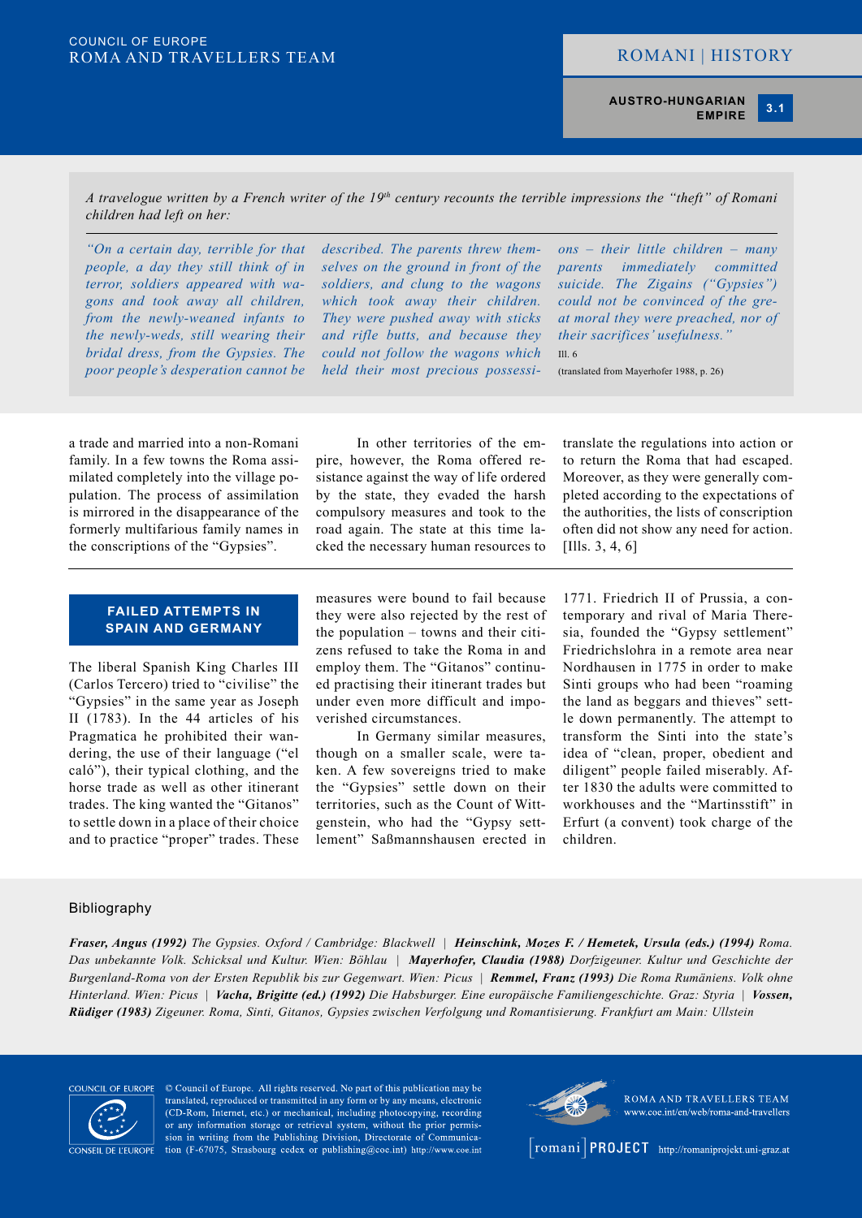*A travelogue written by a French writer of the 19th century recounts the terrible impressions the "theft" of Romani children had left on her:*

*"On a certain day, terrible for that people, a day they still think of in terror, soldiers appeared with wagons and took away all children, from the newly-weaned infants to the newly-weds, still wearing their bridal dress, from the Gypsies. The poor people's desperation cannot be described. The parents threw themselves on the ground in front of the soldiers, and clung to the wagons which took away their children. They were pushed away with sticks and rifle butts, and because they could not follow the wagons which held their most precious possessions – their little children – many parents immediately committed suicide. The Zigains ("Gypsies") could not be convinced of the great moral they were preached, nor of their sacrifices' usefulness."*

Ill. 6

(translated from Mayerhofer 1988, p. 26)

a trade and married into a non-Romani family. In a few towns the Roma assimilated completely into the village population. The process of assimilation is mirrored in the disappearance of the formerly multifarious family names in the conscriptions of the "Gypsies".

In other territories of the empire, however, the Roma offered resistance against the way of life ordered by the state, they evaded the harsh compulsory measures and took to the road again. The state at this time lacked the necessary human resources to translate the regulations into action or to return the Roma that had escaped. Moreover, as they were generally completed according to the expectations of the authorities, the lists of conscription often did not show any need for action. [Ills. 3, 4, 6]

## FAILED ATTEMPTS IN SPAIN AND GERMANY

The liberal Spanish King Charles III (Carlos Tercero) tried to "civilise" the "Gypsies" in the same year as Joseph II (1783). In the 44 articles of his Pragmatica he prohibited their wandering, the use of their language ("el caló"), their typical clothing, and the horse trade as well as other itinerant trades. The king wanted the "Gitanos" to settle down in a place of their choice and to practice "proper" trades. These measures were bound to fail because they were also rejected by the rest of the population – towns and their citizens refused to take the Roma in and employ them. The "Gitanos" continued practising their itinerant trades but under even more difficult and impoverished circumstances.

In Germany similar measures, though on a smaller scale, were taken. A few sovereigns tried to make the "Gypsies" settle down on their territories, such as the Count of Wittgenstein, who had the "Gypsy settlement" Saßmannshausen erected in 1771. Friedrich II of Prussia, a contemporary and rival of Maria Theresia, founded the "Gypsy settlement" Friedrichslohra in a remote area near Nordhausen in 1775 in order to make Sinti groups who had been "roaming the land as beggars and thieves" settle down permanently. The attempt to transform the Sinti into the state's idea of "clean, proper, and diligent" people failed miserably. After 1830 the adults were committed to workhouses and the "Martinsstift" in Erfurt (a convent) took charge of the children.

## Bibliography

***Fraser, Angus (1992)*** *The Gypsies. Oxford / Cambridge: Blackwell* | ***Heinschink, Mozes F. / Hemetek, Ursula (eds.) (1994)*** *Roma. Das unbekannte Volk. Schicksal und Kultur. Wien: Böhlau* | ***Mayerhofer, Claudia (1988)*** *Dorfzigeuner. Kultur und Geschichte der Burgenland-Roma von der Ersten Republik bis zur Gegenwart. Wien: Picus* | ***Remmel, Franz (1993)*** *Die Roma Rumäniens. Volk ohne Hinterland. Wien: Picus* | ***Vacha, Brigitte (ed.) (1992)*** *Die Habsburger. Eine europäische Familiengeschichte. Graz: Styria* | ***Vossen, Rüdiger (1983)*** *Zigeuner. Roma, Sinti, Gitanos, Gypsies zwischen Verfolgung und Romantisierung. Frankfurt am Main: Ullstein*